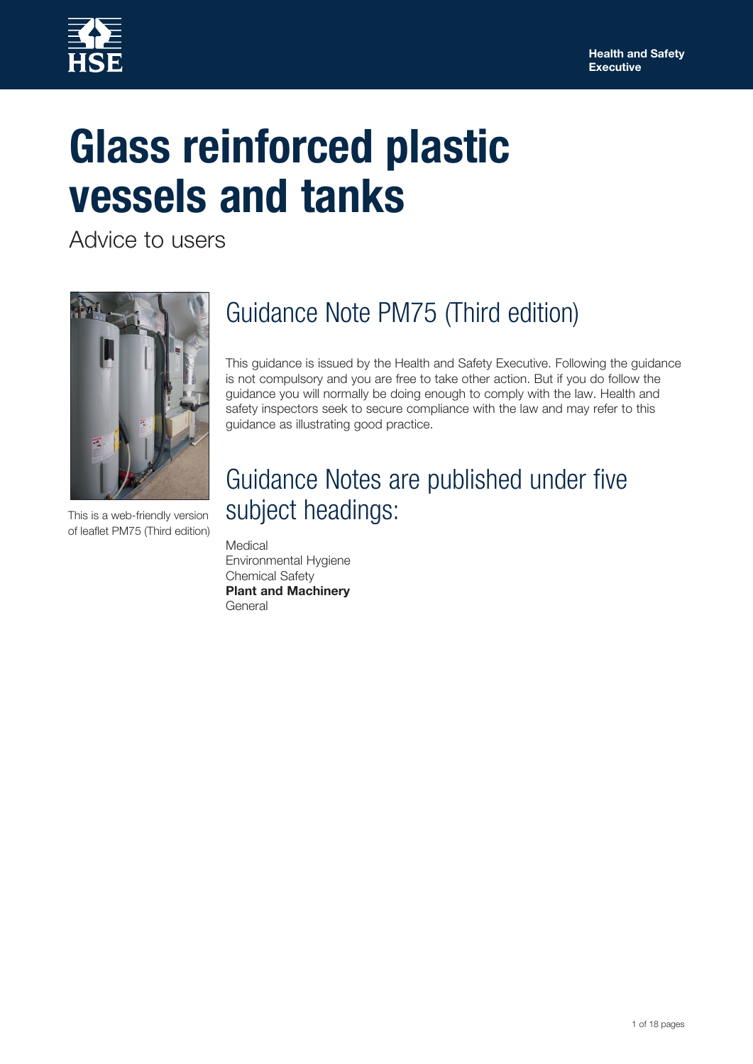Health and Safety Executive

# Glass reinforced plastic vessels and tanks

Advice to users

This is a web-friendly version of leaflet PM75 (Third edition)

## Guidance Note PM75 (Third edition)

This guidance is issued by the Health and Safety Executive. Following the guidance is not compulsory and you are free to take other action. But if you do follow the guidance you will normally be doing enough to comply with the law. Health and safety inspectors seek to secure compliance with the law and may refer to this guidance as illustrating good practice.

## Guidance Notes are published under five subject headings:

Medical
Environmental Hygiene
Chemical Safety
**Plant and Machinery**
General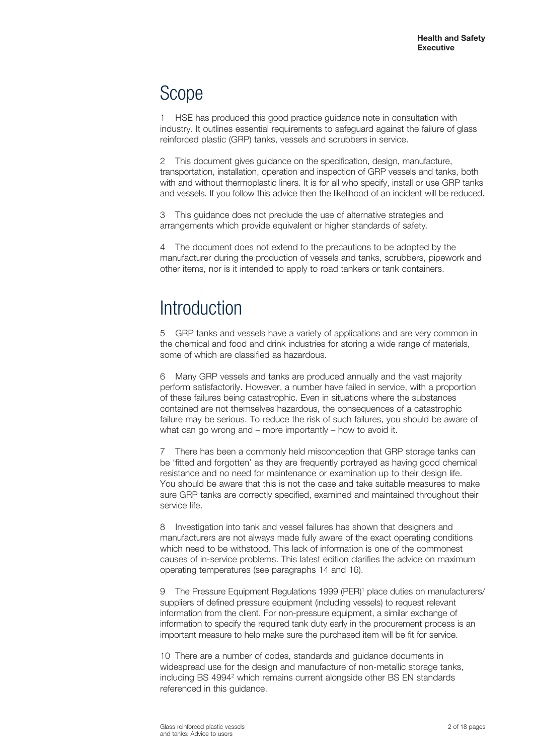# Scope

1 HSE has produced this good practice guidance note in consultation with industry. It outlines essential requirements to safeguard against the failure of glass reinforced plastic (GRP) tanks, vessels and scrubbers in service.

2 This document gives guidance on the specification, design, manufacture, transportation, installation, operation and inspection of GRP vessels and tanks, both with and without thermoplastic liners. It is for all who specify, install or use GRP tanks and vessels. If you follow this advice then the likelihood of an incident will be reduced.

3 This guidance does not preclude the use of alternative strategies and arrangements which provide equivalent or higher standards of safety.

4 The document does not extend to the precautions to be adopted by the manufacturer during the production of vessels and tanks, scrubbers, pipework and other items, nor is it intended to apply to road tankers or tank containers.

# Introduction

5 GRP tanks and vessels have a variety of applications and are very common in the chemical and food and drink industries for storing a wide range of materials, some of which are classified as hazardous.

6 Many GRP vessels and tanks are produced annually and the vast majority perform satisfactorily. However, a number have failed in service, with a proportion of these failures being catastrophic. Even in situations where the substances contained are not themselves hazardous, the consequences of a catastrophic failure may be serious. To reduce the risk of such failures, you should be aware of what can go wrong and – more importantly – how to avoid it.

7 There has been a commonly held misconception that GRP storage tanks can be 'fitted and forgotten' as they are frequently portrayed as having good chemical resistance and no need for maintenance or examination up to their design life. You should be aware that this is not the case and take suitable measures to make sure GRP tanks are correctly specified, examined and maintained throughout their service life.

8 Investigation into tank and vessel failures has shown that designers and manufacturers are not always made fully aware of the exact operating conditions which need to be withstood. This lack of information is one of the commonest causes of in-service problems. This latest edition clarifies the advice on maximum operating temperatures (see paragraphs 14 and 16).

9 The Pressure Equipment Regulations 1999 (PER)[1] place duties on manufacturers/suppliers of defined pressure equipment (including vessels) to request relevant information from the client. For non-pressure equipment, a similar exchange of information to specify the required tank duty early in the procurement process is an important measure to help make sure the purchased item will be fit for service.

10 There are a number of codes, standards and guidance documents in widespread use for the design and manufacture of non-metallic storage tanks, including BS 4994[2] which remains current alongside other BS EN standards referenced in this guidance.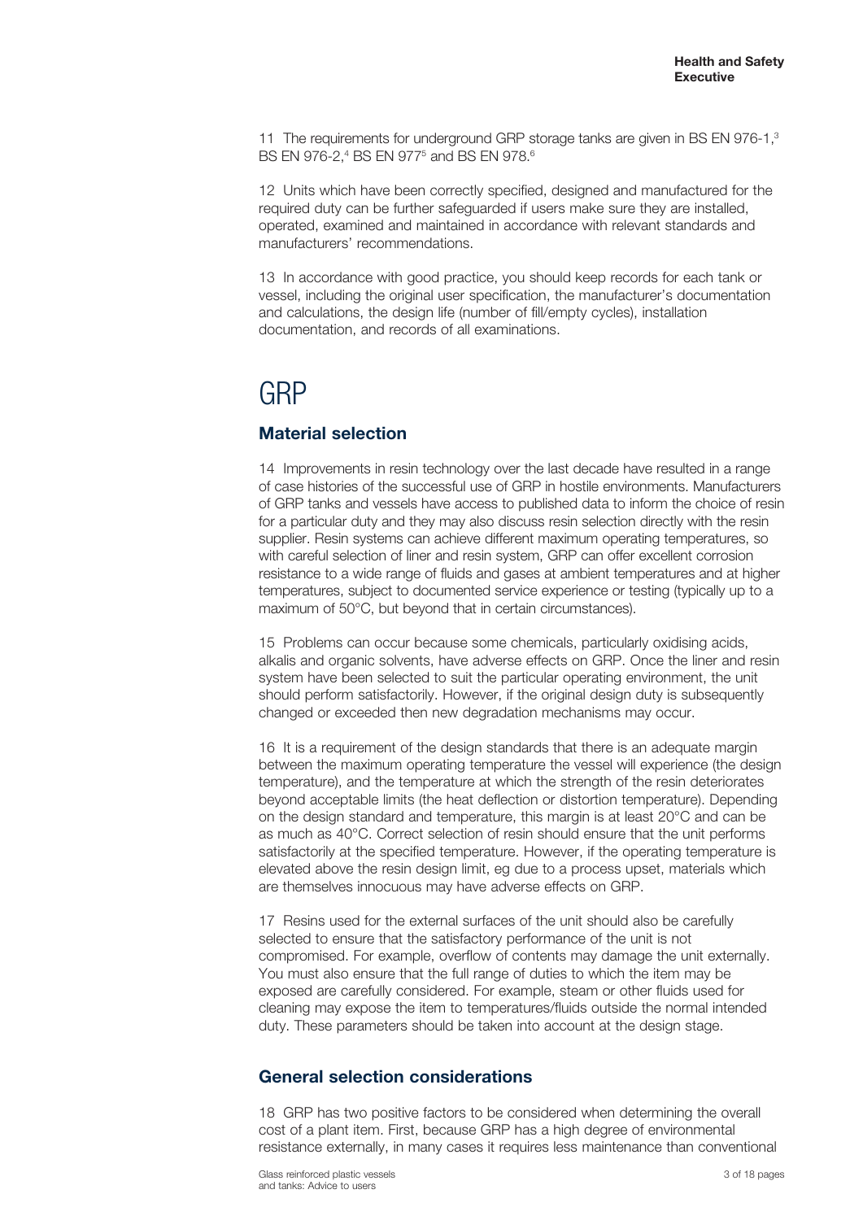11 The requirements for underground GRP storage tanks are given in BS EN 976-1,[3] BS EN 976-2,[4] BS EN 977[5] and BS EN 978.[6]

12 Units which have been correctly specified, designed and manufactured for the required duty can be further safeguarded if users make sure they are installed, operated, examined and maintained in accordance with relevant standards and manufacturers' recommendations.

13 In accordance with good practice, you should keep records for each tank or vessel, including the original user specification, the manufacturer's documentation and calculations, the design life (number of fill/empty cycles), installation documentation, and records of all examinations.

# GRP

## Material selection

14 Improvements in resin technology over the last decade have resulted in a range of case histories of the successful use of GRP in hostile environments. Manufacturers of GRP tanks and vessels have access to published data to inform the choice of resin for a particular duty and they may also discuss resin selection directly with the resin supplier. Resin systems can achieve different maximum operating temperatures, so with careful selection of liner and resin system, GRP can offer excellent corrosion resistance to a wide range of fluids and gases at ambient temperatures and at higher temperatures, subject to documented service experience or testing (typically up to a maximum of 50°C, but beyond that in certain circumstances).

15 Problems can occur because some chemicals, particularly oxidising acids, alkalis and organic solvents, have adverse effects on GRP. Once the liner and resin system have been selected to suit the particular operating environment, the unit should perform satisfactorily. However, if the original design duty is subsequently changed or exceeded then new degradation mechanisms may occur.

16 It is a requirement of the design standards that there is an adequate margin between the maximum operating temperature the vessel will experience (the design temperature), and the temperature at which the strength of the resin deteriorates beyond acceptable limits (the heat deflection or distortion temperature). Depending on the design standard and temperature, this margin is at least 20°C and can be as much as 40°C. Correct selection of resin should ensure that the unit performs satisfactorily at the specified temperature. However, if the operating temperature is elevated above the resin design limit, eg due to a process upset, materials which are themselves innocuous may have adverse effects on GRP.

17 Resins used for the external surfaces of the unit should also be carefully selected to ensure that the satisfactory performance of the unit is not compromised. For example, overflow of contents may damage the unit externally. You must also ensure that the full range of duties to which the item may be exposed are carefully considered. For example, steam or other fluids used for cleaning may expose the item to temperatures/fluids outside the normal intended duty. These parameters should be taken into account at the design stage.

## General selection considerations

18 GRP has two positive factors to be considered when determining the overall cost of a plant item. First, because GRP has a high degree of environmental resistance externally, in many cases it requires less maintenance than conventional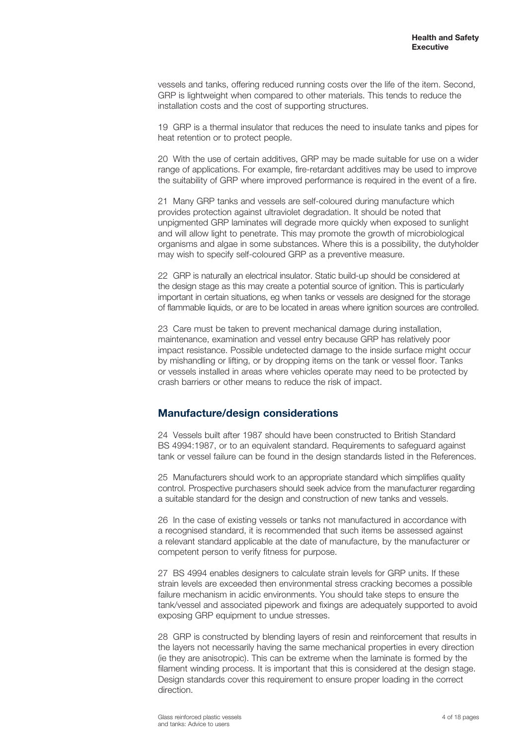vessels and tanks, offering reduced running costs over the life of the item. Second, GRP is lightweight when compared to other materials. This tends to reduce the installation costs and the cost of supporting structures.

19 GRP is a thermal insulator that reduces the need to insulate tanks and pipes for heat retention or to protect people.

20 With the use of certain additives, GRP may be made suitable for use on a wider range of applications. For example, fire-retardant additives may be used to improve the suitability of GRP where improved performance is required in the event of a fire.

21 Many GRP tanks and vessels are self-coloured during manufacture which provides protection against ultraviolet degradation. It should be noted that unpigmented GRP laminates will degrade more quickly when exposed to sunlight and will allow light to penetrate. This may promote the growth of microbiological organisms and algae in some substances. Where this is a possibility, the dutyholder may wish to specify self-coloured GRP as a preventive measure.

22 GRP is naturally an electrical insulator. Static build-up should be considered at the design stage as this may create a potential source of ignition. This is particularly important in certain situations, eg when tanks or vessels are designed for the storage of flammable liquids, or are to be located in areas where ignition sources are controlled.

23 Care must be taken to prevent mechanical damage during installation, maintenance, examination and vessel entry because GRP has relatively poor impact resistance. Possible undetected damage to the inside surface might occur by mishandling or lifting, or by dropping items on the tank or vessel floor. Tanks or vessels installed in areas where vehicles operate may need to be protected by crash barriers or other means to reduce the risk of impact.

## Manufacture/design considerations

24 Vessels built after 1987 should have been constructed to British Standard BS 4994:1987, or to an equivalent standard. Requirements to safeguard against tank or vessel failure can be found in the design standards listed in the References.

25 Manufacturers should work to an appropriate standard which simplifies quality control. Prospective purchasers should seek advice from the manufacturer regarding a suitable standard for the design and construction of new tanks and vessels.

26 In the case of existing vessels or tanks not manufactured in accordance with a recognised standard, it is recommended that such items be assessed against a relevant standard applicable at the date of manufacture, by the manufacturer or competent person to verify fitness for purpose.

27 BS 4994 enables designers to calculate strain levels for GRP units. If these strain levels are exceeded then environmental stress cracking becomes a possible failure mechanism in acidic environments. You should take steps to ensure the tank/vessel and associated pipework and fixings are adequately supported to avoid exposing GRP equipment to undue stresses.

28 GRP is constructed by blending layers of resin and reinforcement that results in the layers not necessarily having the same mechanical properties in every direction (ie they are anisotropic). This can be extreme when the laminate is formed by the filament winding process. It is important that this is considered at the design stage. Design standards cover this requirement to ensure proper loading in the correct direction.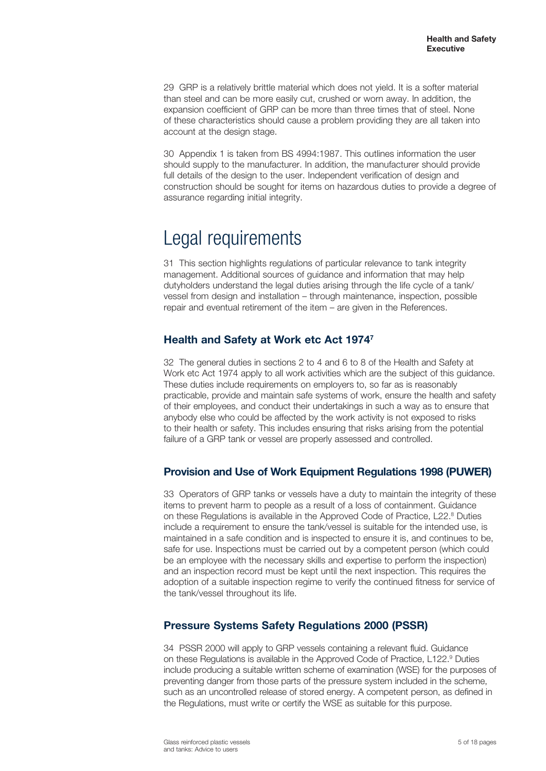29 GRP is a relatively brittle material which does not yield. It is a softer material than steel and can be more easily cut, crushed or worn away. In addition, the expansion coefficient of GRP can be more than three times that of steel. None of these characteristics should cause a problem providing they are all taken into account at the design stage.

30 Appendix 1 is taken from BS 4994:1987. This outlines information the user should supply to the manufacturer. In addition, the manufacturer should provide full details of the design to the user. Independent verification of design and construction should be sought for items on hazardous duties to provide a degree of assurance regarding initial integrity.

# Legal requirements

31 This section highlights regulations of particular relevance to tank integrity management. Additional sources of guidance and information that may help dutyholders understand the legal duties arising through the life cycle of a tank/vessel from design and installation – through maintenance, inspection, possible repair and eventual retirement of the item – are given in the References.

## Health and Safety at Work etc Act 1974[7]

32 The general duties in sections 2 to 4 and 6 to 8 of the Health and Safety at Work etc Act 1974 apply to all work activities which are the subject of this guidance. These duties include requirements on employers to, so far as is reasonably practicable, provide and maintain safe systems of work, ensure the health and safety of their employees, and conduct their undertakings in such a way as to ensure that anybody else who could be affected by the work activity is not exposed to risks to their health or safety. This includes ensuring that risks arising from the potential failure of a GRP tank or vessel are properly assessed and controlled.

## Provision and Use of Work Equipment Regulations 1998 (PUWER)

33 Operators of GRP tanks or vessels have a duty to maintain the integrity of these items to prevent harm to people as a result of a loss of containment. Guidance on these Regulations is available in the Approved Code of Practice, L22.[8] Duties include a requirement to ensure the tank/vessel is suitable for the intended use, is maintained in a safe condition and is inspected to ensure it is, and continues to be, safe for use. Inspections must be carried out by a competent person (which could be an employee with the necessary skills and expertise to perform the inspection) and an inspection record must be kept until the next inspection. This requires the adoption of a suitable inspection regime to verify the continued fitness for service of the tank/vessel throughout its life.

## Pressure Systems Safety Regulations 2000 (PSSR)

34 PSSR 2000 will apply to GRP vessels containing a relevant fluid. Guidance on these Regulations is available in the Approved Code of Practice, L122.[9] Duties include producing a suitable written scheme of examination (WSE) for the purposes of preventing danger from those parts of the pressure system included in the scheme, such as an uncontrolled release of stored energy. A competent person, as defined in the Regulations, must write or certify the WSE as suitable for this purpose.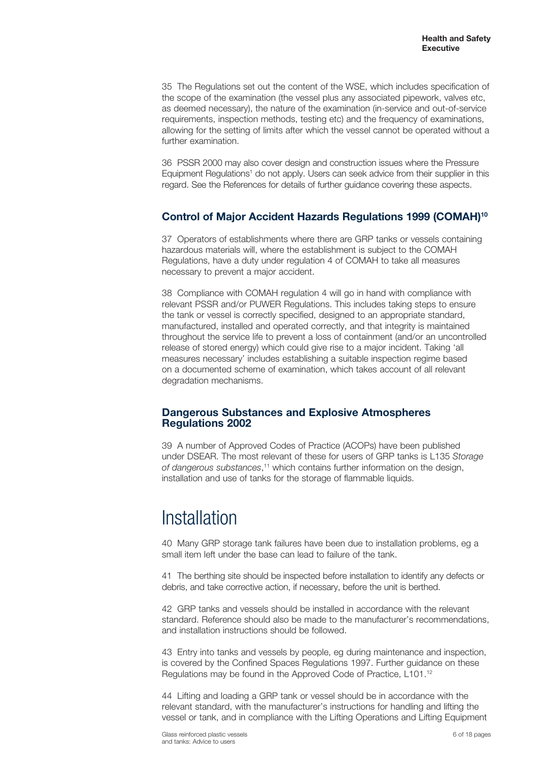35 The Regulations set out the content of the WSE, which includes specification of the scope of the examination (the vessel plus any associated pipework, valves etc, as deemed necessary), the nature of the examination (in-service and out-of-service requirements, inspection methods, testing etc) and the frequency of examinations, allowing for the setting of limits after which the vessel cannot be operated without a further examination.

36 PSSR 2000 may also cover design and construction issues where the Pressure Equipment Regulations[1] do not apply. Users can seek advice from their supplier in this regard. See the References for details of further guidance covering these aspects.

### Control of Major Accident Hazards Regulations 1999 (COMAH)[10]

37 Operators of establishments where there are GRP tanks or vessels containing hazardous materials will, where the establishment is subject to the COMAH Regulations, have a duty under regulation 4 of COMAH to take all measures necessary to prevent a major accident.

38 Compliance with COMAH regulation 4 will go in hand with compliance with relevant PSSR and/or PUWER Regulations. This includes taking steps to ensure the tank or vessel is correctly specified, designed to an appropriate standard, manufactured, installed and operated correctly, and that integrity is maintained throughout the service life to prevent a loss of containment (and/or an uncontrolled release of stored energy) which could give rise to a major incident. Taking 'all measures necessary' includes establishing a suitable inspection regime based on a documented scheme of examination, which takes account of all relevant degradation mechanisms.

### Dangerous Substances and Explosive Atmospheres Regulations 2002

39 A number of Approved Codes of Practice (ACOPs) have been published under DSEAR. The most relevant of these for users of GRP tanks is L135 *Storage of dangerous substances*,[11] which contains further information on the design, installation and use of tanks for the storage of flammable liquids.

## Installation

40 Many GRP storage tank failures have been due to installation problems, eg a small item left under the base can lead to failure of the tank.

41 The berthing site should be inspected before installation to identify any defects or debris, and take corrective action, if necessary, before the unit is berthed.

42 GRP tanks and vessels should be installed in accordance with the relevant standard. Reference should also be made to the manufacturer's recommendations, and installation instructions should be followed.

43 Entry into tanks and vessels by people, eg during maintenance and inspection, is covered by the Confined Spaces Regulations 1997. Further guidance on these Regulations may be found in the Approved Code of Practice, L101.[12]

44 Lifting and loading a GRP tank or vessel should be in accordance with the relevant standard, with the manufacturer's instructions for handling and lifting the vessel or tank, and in compliance with the Lifting Operations and Lifting Equipment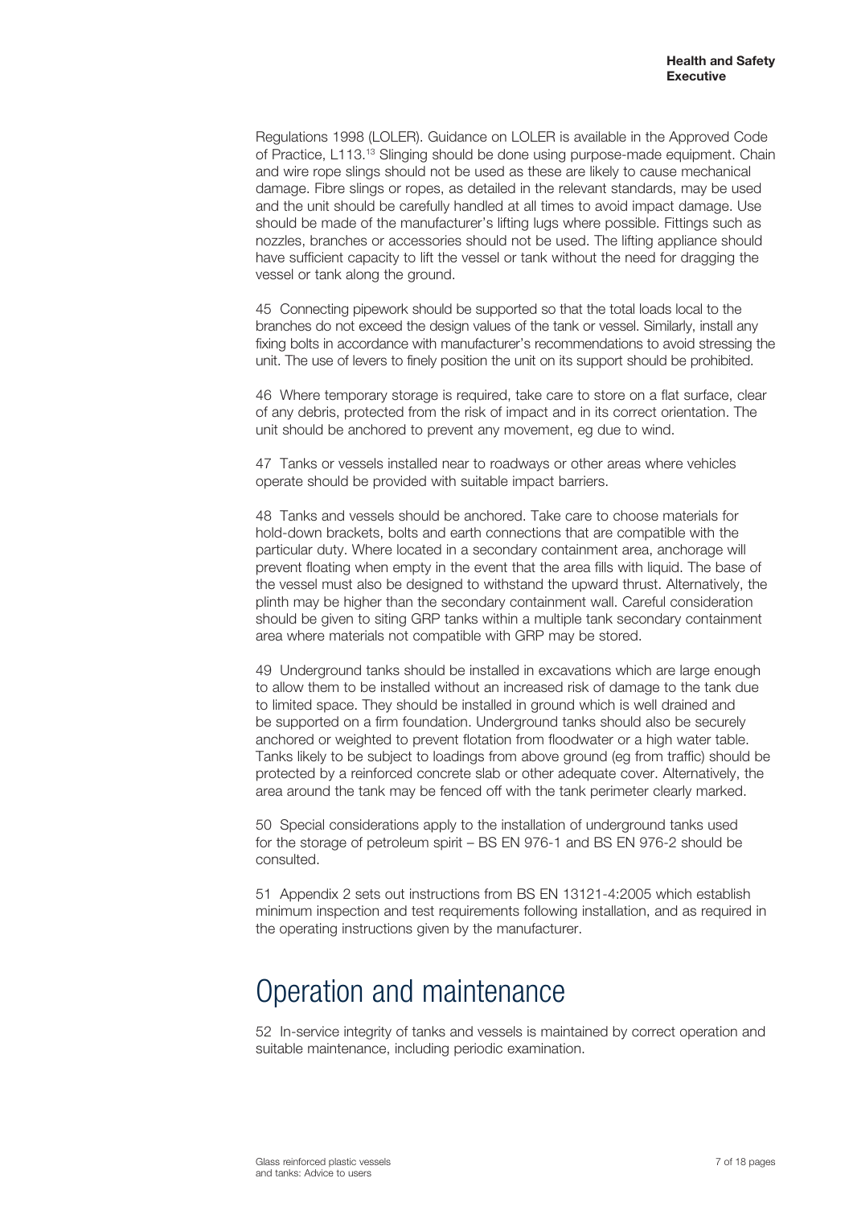Regulations 1998 (LOLER). Guidance on LOLER is available in the Approved Code of Practice, L113.[13] Slinging should be done using purpose-made equipment. Chain and wire rope slings should not be used as these are likely to cause mechanical damage. Fibre slings or ropes, as detailed in the relevant standards, may be used and the unit should be carefully handled at all times to avoid impact damage. Use should be made of the manufacturer's lifting lugs where possible. Fittings such as nozzles, branches or accessories should not be used. The lifting appliance should have sufficient capacity to lift the vessel or tank without the need for dragging the vessel or tank along the ground.

45 Connecting pipework should be supported so that the total loads local to the branches do not exceed the design values of the tank or vessel. Similarly, install any fixing bolts in accordance with manufacturer's recommendations to avoid stressing the unit. The use of levers to finely position the unit on its support should be prohibited.

46 Where temporary storage is required, take care to store on a flat surface, clear of any debris, protected from the risk of impact and in its correct orientation. The unit should be anchored to prevent any movement, eg due to wind.

47 Tanks or vessels installed near to roadways or other areas where vehicles operate should be provided with suitable impact barriers.

48 Tanks and vessels should be anchored. Take care to choose materials for hold-down brackets, bolts and earth connections that are compatible with the particular duty. Where located in a secondary containment area, anchorage will prevent floating when empty in the event that the area fills with liquid. The base of the vessel must also be designed to withstand the upward thrust. Alternatively, the plinth may be higher than the secondary containment wall. Careful consideration should be given to siting GRP tanks within a multiple tank secondary containment area where materials not compatible with GRP may be stored.

49 Underground tanks should be installed in excavations which are large enough to allow them to be installed without an increased risk of damage to the tank due to limited space. They should be installed in ground which is well drained and be supported on a firm foundation. Underground tanks should also be securely anchored or weighted to prevent flotation from floodwater or a high water table. Tanks likely to be subject to loadings from above ground (eg from traffic) should be protected by a reinforced concrete slab or other adequate cover. Alternatively, the area around the tank may be fenced off with the tank perimeter clearly marked.

50 Special considerations apply to the installation of underground tanks used for the storage of petroleum spirit – BS EN 976-1 and BS EN 976-2 should be consulted.

51 Appendix 2 sets out instructions from BS EN 13121-4:2005 which establish minimum inspection and test requirements following installation, and as required in the operating instructions given by the manufacturer.

# Operation and maintenance

52 In-service integrity of tanks and vessels is maintained by correct operation and suitable maintenance, including periodic examination.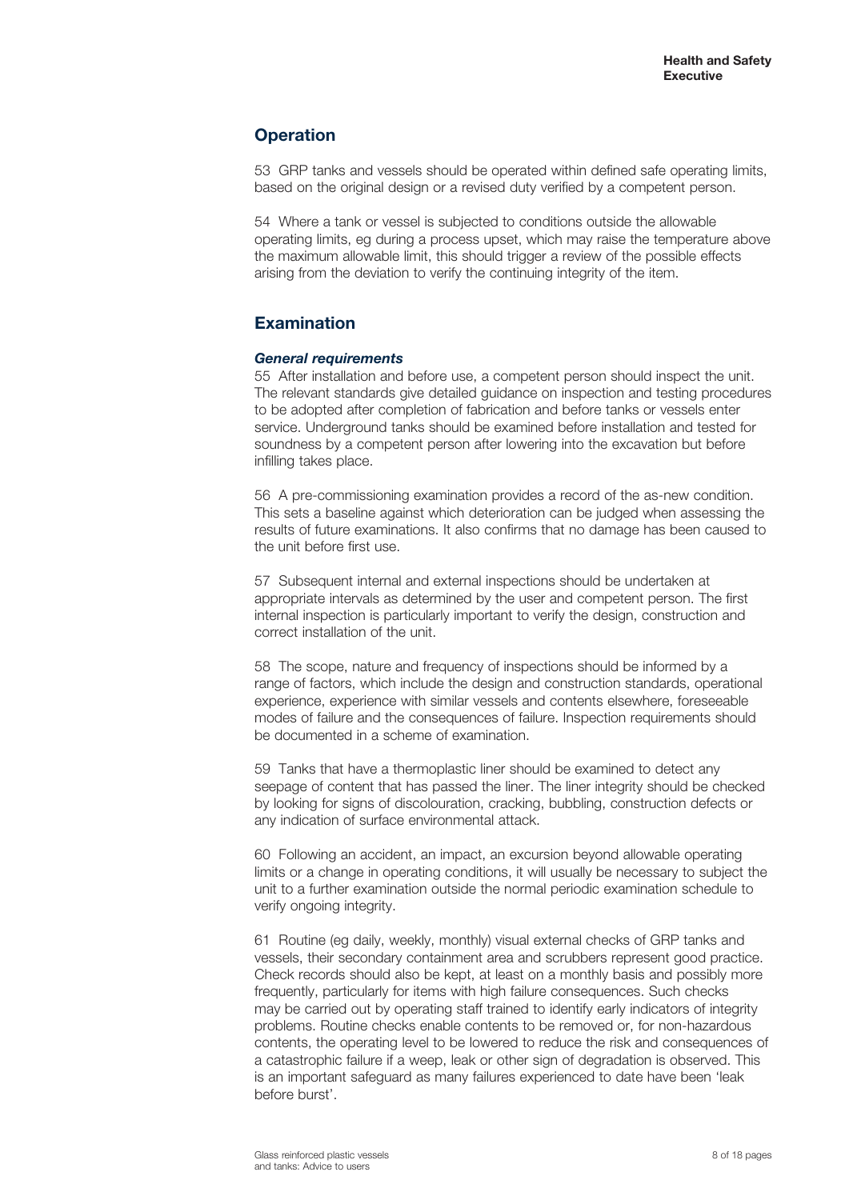## Operation

53 GRP tanks and vessels should be operated within defined safe operating limits, based on the original design or a revised duty verified by a competent person.

54 Where a tank or vessel is subjected to conditions outside the allowable operating limits, eg during a process upset, which may raise the temperature above the maximum allowable limit, this should trigger a review of the possible effects arising from the deviation to verify the continuing integrity of the item.

## Examination

### *General requirements*

55 After installation and before use, a competent person should inspect the unit. The relevant standards give detailed guidance on inspection and testing procedures to be adopted after completion of fabrication and before tanks or vessels enter service. Underground tanks should be examined before installation and tested for soundness by a competent person after lowering into the excavation but before infilling takes place.

56 A pre-commissioning examination provides a record of the as-new condition. This sets a baseline against which deterioration can be judged when assessing the results of future examinations. It also confirms that no damage has been caused to the unit before first use.

57 Subsequent internal and external inspections should be undertaken at appropriate intervals as determined by the user and competent person. The first internal inspection is particularly important to verify the design, construction and correct installation of the unit.

58 The scope, nature and frequency of inspections should be informed by a range of factors, which include the design and construction standards, operational experience, experience with similar vessels and contents elsewhere, foreseeable modes of failure and the consequences of failure. Inspection requirements should be documented in a scheme of examination.

59 Tanks that have a thermoplastic liner should be examined to detect any seepage of content that has passed the liner. The liner integrity should be checked by looking for signs of discolouration, cracking, bubbling, construction defects or any indication of surface environmental attack.

60 Following an accident, an impact, an excursion beyond allowable operating limits or a change in operating conditions, it will usually be necessary to subject the unit to a further examination outside the normal periodic examination schedule to verify ongoing integrity.

61 Routine (eg daily, weekly, monthly) visual external checks of GRP tanks and vessels, their secondary containment area and scrubbers represent good practice. Check records should also be kept, at least on a monthly basis and possibly more frequently, particularly for items with high failure consequences. Such checks may be carried out by operating staff trained to identify early indicators of integrity problems. Routine checks enable contents to be removed or, for non-hazardous contents, the operating level to be lowered to reduce the risk and consequences of a catastrophic failure if a weep, leak or other sign of degradation is observed. This is an important safeguard as many failures experienced to date have been 'leak before burst'.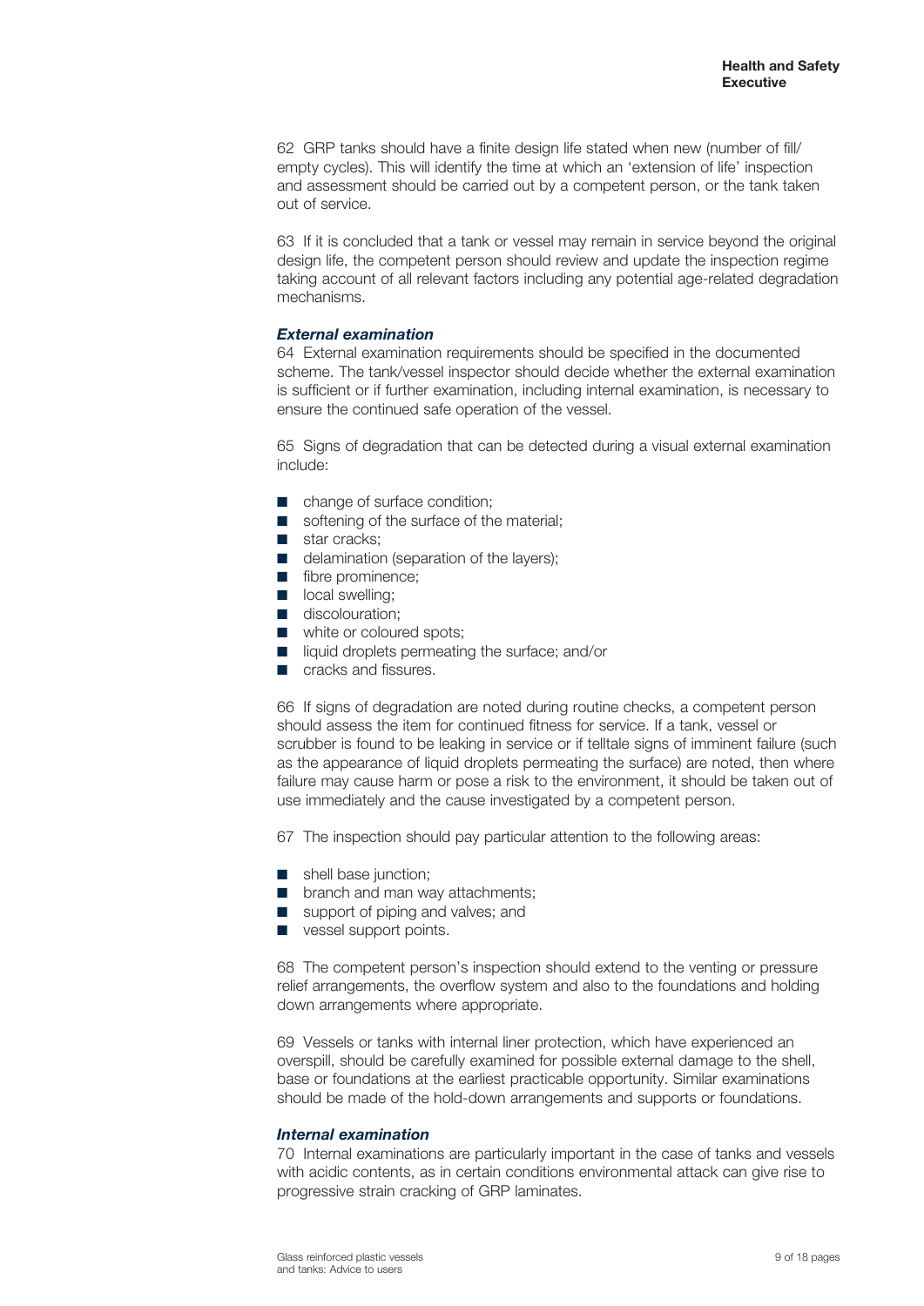62 GRP tanks should have a finite design life stated when new (number of fill/empty cycles). This will identify the time at which an 'extension of life' inspection and assessment should be carried out by a competent person, or the tank taken out of service.

63 If it is concluded that a tank or vessel may remain in service beyond the original design life, the competent person should review and update the inspection regime taking account of all relevant factors including any potential age-related degradation mechanisms.

### *External examination*

64 External examination requirements should be specified in the documented scheme. The tank/vessel inspector should decide whether the external examination is sufficient or if further examination, including internal examination, is necessary to ensure the continued safe operation of the vessel.

65 Signs of degradation that can be detected during a visual external examination include:

- change of surface condition;
- softening of the surface of the material;
- star cracks;
- delamination (separation of the layers);
- fibre prominence;
- local swelling;
- discolouration;
- white or coloured spots;
- liquid droplets permeating the surface; and/or
- cracks and fissures.

66 If signs of degradation are noted during routine checks, a competent person should assess the item for continued fitness for service. If a tank, vessel or scrubber is found to be leaking in service or if telltale signs of imminent failure (such as the appearance of liquid droplets permeating the surface) are noted, then where failure may cause harm or pose a risk to the environment, it should be taken out of use immediately and the cause investigated by a competent person.

67 The inspection should pay particular attention to the following areas:

- shell base junction;
- branch and man way attachments;
- support of piping and valves; and
- vessel support points.

68 The competent person's inspection should extend to the venting or pressure relief arrangements, the overflow system and also to the foundations and holding down arrangements where appropriate.

69 Vessels or tanks with internal liner protection, which have experienced an overspill, should be carefully examined for possible external damage to the shell, base or foundations at the earliest practicable opportunity. Similar examinations should be made of the hold-down arrangements and supports or foundations.

### *Internal examination*

70 Internal examinations are particularly important in the case of tanks and vessels with acidic contents, as in certain conditions environmental attack can give rise to progressive strain cracking of GRP laminates.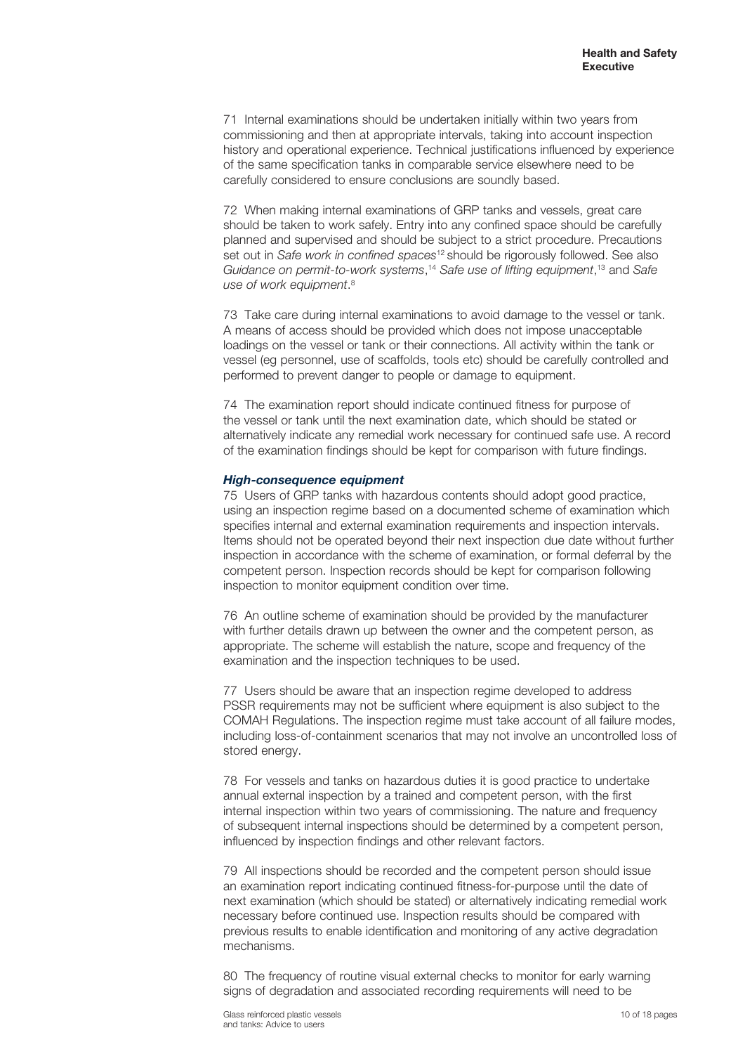71 Internal examinations should be undertaken initially within two years from commissioning and then at appropriate intervals, taking into account inspection history and operational experience. Technical justifications influenced by experience of the same specification tanks in comparable service elsewhere need to be carefully considered to ensure conclusions are soundly based.

72 When making internal examinations of GRP tanks and vessels, great care should be taken to work safely. Entry into any confined space should be carefully planned and supervised and should be subject to a strict procedure. Precautions set out in *Safe work in confined spaces*[12] should be rigorously followed. See also *Guidance on permit-to-work systems*,[14] *Safe use of lifting equipment*,[13] and *Safe use of work equipment*.[8]

73 Take care during internal examinations to avoid damage to the vessel or tank. A means of access should be provided which does not impose unacceptable loadings on the vessel or tank or their connections. All activity within the tank or vessel (eg personnel, use of scaffolds, tools etc) should be carefully controlled and performed to prevent danger to people or damage to equipment.

74 The examination report should indicate continued fitness for purpose of the vessel or tank until the next examination date, which should be stated or alternatively indicate any remedial work necessary for continued safe use. A record of the examination findings should be kept for comparison with future findings.

### *High-consequence equipment*

75 Users of GRP tanks with hazardous contents should adopt good practice, using an inspection regime based on a documented scheme of examination which specifies internal and external examination requirements and inspection intervals. Items should not be operated beyond their next inspection due date without further inspection in accordance with the scheme of examination, or formal deferral by the competent person. Inspection records should be kept for comparison following inspection to monitor equipment condition over time.

76 An outline scheme of examination should be provided by the manufacturer with further details drawn up between the owner and the competent person, as appropriate. The scheme will establish the nature, scope and frequency of the examination and the inspection techniques to be used.

77 Users should be aware that an inspection regime developed to address PSSR requirements may not be sufficient where equipment is also subject to the COMAH Regulations. The inspection regime must take account of all failure modes, including loss-of-containment scenarios that may not involve an uncontrolled loss of stored energy.

78 For vessels and tanks on hazardous duties it is good practice to undertake annual external inspection by a trained and competent person, with the first internal inspection within two years of commissioning. The nature and frequency of subsequent internal inspections should be determined by a competent person, influenced by inspection findings and other relevant factors.

79 All inspections should be recorded and the competent person should issue an examination report indicating continued fitness-for-purpose until the date of next examination (which should be stated) or alternatively indicating remedial work necessary before continued use. Inspection results should be compared with previous results to enable identification and monitoring of any active degradation mechanisms.

80 The frequency of routine visual external checks to monitor for early warning signs of degradation and associated recording requirements will need to be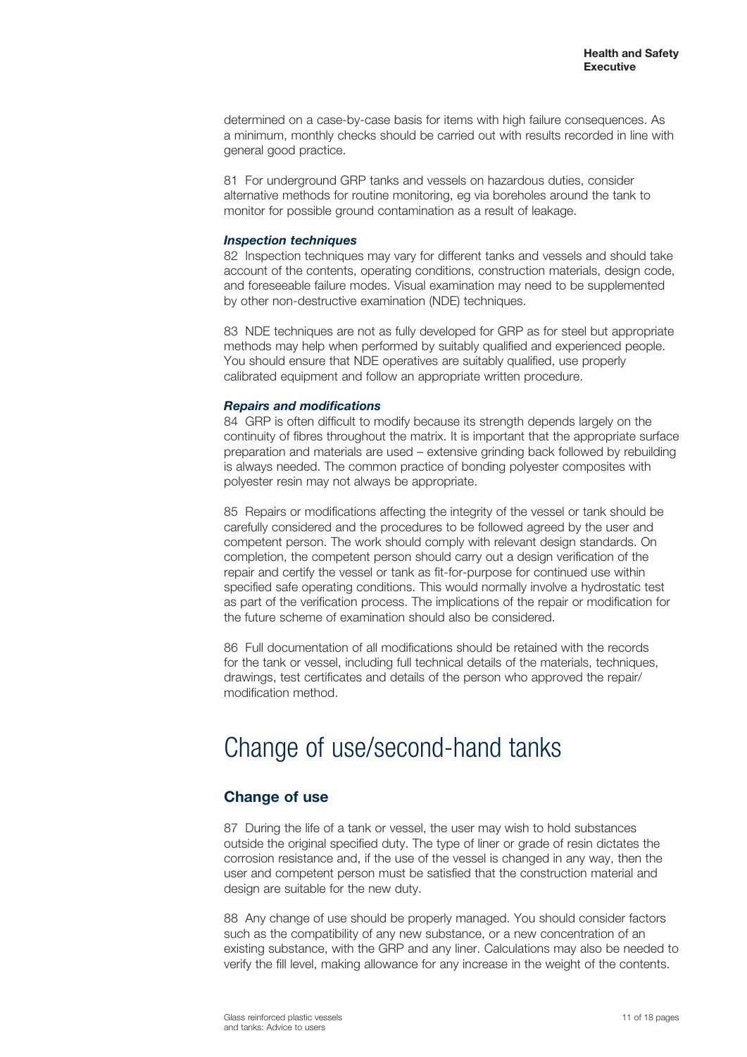determined on a case-by-case basis for items with high failure consequences. As a minimum, monthly checks should be carried out with results recorded in line with general good practice.

81 For underground GRP tanks and vessels on hazardous duties, consider alternative methods for routine monitoring, eg via boreholes around the tank to monitor for possible ground contamination as a result of leakage.

#### *Inspection techniques*

82 Inspection techniques may vary for different tanks and vessels and should take account of the contents, operating conditions, construction materials, design code, and foreseeable failure modes. Visual examination may need to be supplemented by other non-destructive examination (NDE) techniques.

83 NDE techniques are not as fully developed for GRP as for steel but appropriate methods may help when performed by suitably qualified and experienced people. You should ensure that NDE operatives are suitably qualified, use properly calibrated equipment and follow an appropriate written procedure.

#### *Repairs and modifications*

84 GRP is often difficult to modify because its strength depends largely on the continuity of fibres throughout the matrix. It is important that the appropriate surface preparation and materials are used – extensive grinding back followed by rebuilding is always needed. The common practice of bonding polyester composites with polyester resin may not always be appropriate.

85 Repairs or modifications affecting the integrity of the vessel or tank should be carefully considered and the procedures to be followed agreed by the user and competent person. The work should comply with relevant design standards. On completion, the competent person should carry out a design verification of the repair and certify the vessel or tank as fit-for-purpose for continued use within specified safe operating conditions. This would normally involve a hydrostatic test as part of the verification process. The implications of the repair or modification for the future scheme of examination should also be considered.

86 Full documentation of all modifications should be retained with the records for the tank or vessel, including full technical details of the materials, techniques, drawings, test certificates and details of the person who approved the repair/modification method.

# Change of use/second-hand tanks

## Change of use

87 During the life of a tank or vessel, the user may wish to hold substances outside the original specified duty. The type of liner or grade of resin dictates the corrosion resistance and, if the use of the vessel is changed in any way, then the user and competent person must be satisfied that the construction material and design are suitable for the new duty.

88 Any change of use should be properly managed. You should consider factors such as the compatibility of any new substance, or a new concentration of an existing substance, with the GRP and any liner. Calculations may also be needed to verify the fill level, making allowance for any increase in the weight of the contents.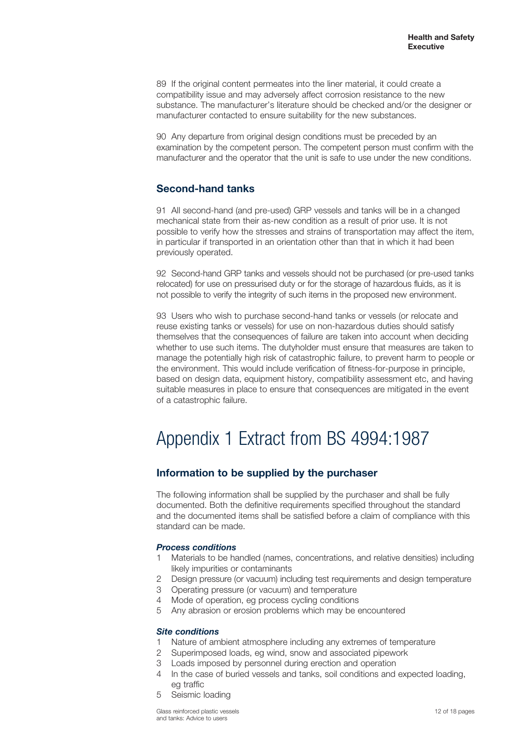89 If the original content permeates into the liner material, it could create a compatibility issue and may adversely affect corrosion resistance to the new substance. The manufacturer's literature should be checked and/or the designer or manufacturer contacted to ensure suitability for the new substances.

90 Any departure from original design conditions must be preceded by an examination by the competent person. The competent person must confirm with the manufacturer and the operator that the unit is safe to use under the new conditions.

## Second-hand tanks

91 All second-hand (and pre-used) GRP vessels and tanks will be in a changed mechanical state from their as-new condition as a result of prior use. It is not possible to verify how the stresses and strains of transportation may affect the item, in particular if transported in an orientation other than that in which it had been previously operated.

92 Second-hand GRP tanks and vessels should not be purchased (or pre-used tanks relocated) for use on pressurised duty or for the storage of hazardous fluids, as it is not possible to verify the integrity of such items in the proposed new environment.

93 Users who wish to purchase second-hand tanks or vessels (or relocate and reuse existing tanks or vessels) for use on non-hazardous duties should satisfy themselves that the consequences of failure are taken into account when deciding whether to use such items. The dutyholder must ensure that measures are taken to manage the potentially high risk of catastrophic failure, to prevent harm to people or the environment. This would include verification of fitness-for-purpose in principle, based on design data, equipment history, compatibility assessment etc, and having suitable measures in place to ensure that consequences are mitigated in the event of a catastrophic failure.

# Appendix 1 Extract from BS 4994:1987

## Information to be supplied by the purchaser

The following information shall be supplied by the purchaser and shall be fully documented. Both the definitive requirements specified throughout the standard and the documented items shall be satisfied before a claim of compliance with this standard can be made.

### *Process conditions*

1. Materials to be handled (names, concentrations, and relative densities) including likely impurities or contaminants
2. Design pressure (or vacuum) including test requirements and design temperature
3. Operating pressure (or vacuum) and temperature
4. Mode of operation, eg process cycling conditions
5. Any abrasion or erosion problems which may be encountered

### *Site conditions*

1. Nature of ambient atmosphere including any extremes of temperature
2. Superimposed loads, eg wind, snow and associated pipework
3. Loads imposed by personnel during erection and operation
4. In the case of buried vessels and tanks, soil conditions and expected loading, eg traffic
5. Seismic loading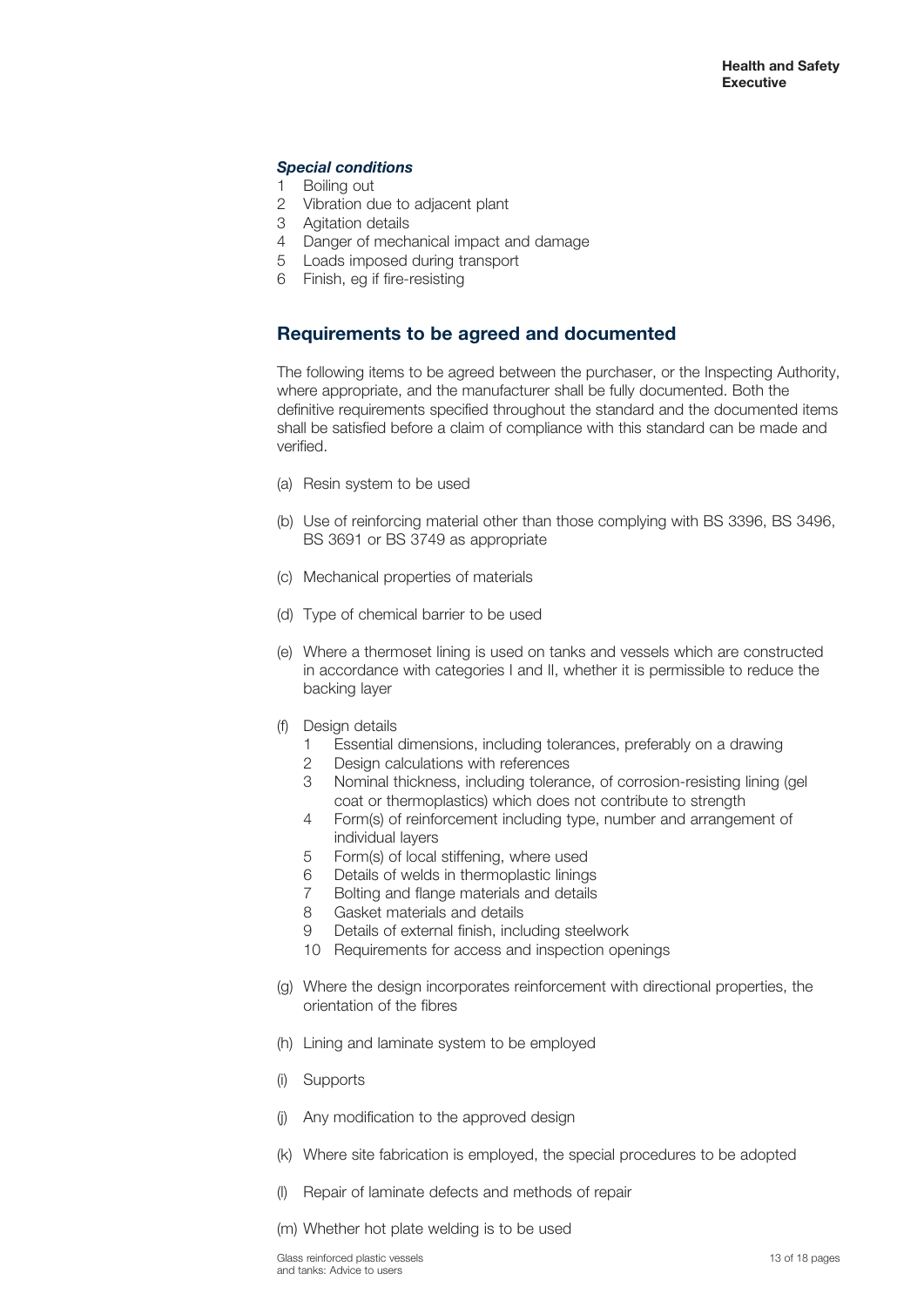***Special conditions***

1 Boiling out
2 Vibration due to adjacent plant
3 Agitation details
4 Danger of mechanical impact and damage
5 Loads imposed during transport
6 Finish, eg if fire-resisting

## Requirements to be agreed and documented

The following items to be agreed between the purchaser, or the Inspecting Authority, where appropriate, and the manufacturer shall be fully documented. Both the definitive requirements specified throughout the standard and the documented items shall be satisfied before a claim of compliance with this standard can be made and verified.

(a) Resin system to be used

(b) Use of reinforcing material other than those complying with BS 3396, BS 3496, BS 3691 or BS 3749 as appropriate

(c) Mechanical properties of materials

(d) Type of chemical barrier to be used

(e) Where a thermoset lining is used on tanks and vessels which are constructed in accordance with categories I and II, whether it is permissible to reduce the backing layer

(f) Design details
  1 Essential dimensions, including tolerances, preferably on a drawing
  2 Design calculations with references
  3 Nominal thickness, including tolerance, of corrosion-resisting lining (gel coat or thermoplastics) which does not contribute to strength
  4 Form(s) of reinforcement including type, number and arrangement of individual layers
  5 Form(s) of local stiffening, where used
  6 Details of welds in thermoplastic linings
  7 Bolting and flange materials and details
  8 Gasket materials and details
  9 Details of external finish, including steelwork
  10 Requirements for access and inspection openings

(g) Where the design incorporates reinforcement with directional properties, the orientation of the fibres

(h) Lining and laminate system to be employed

(i) Supports

(j) Any modification to the approved design

(k) Where site fabrication is employed, the special procedures to be adopted

(l) Repair of laminate defects and methods of repair

(m) Whether hot plate welding is to be used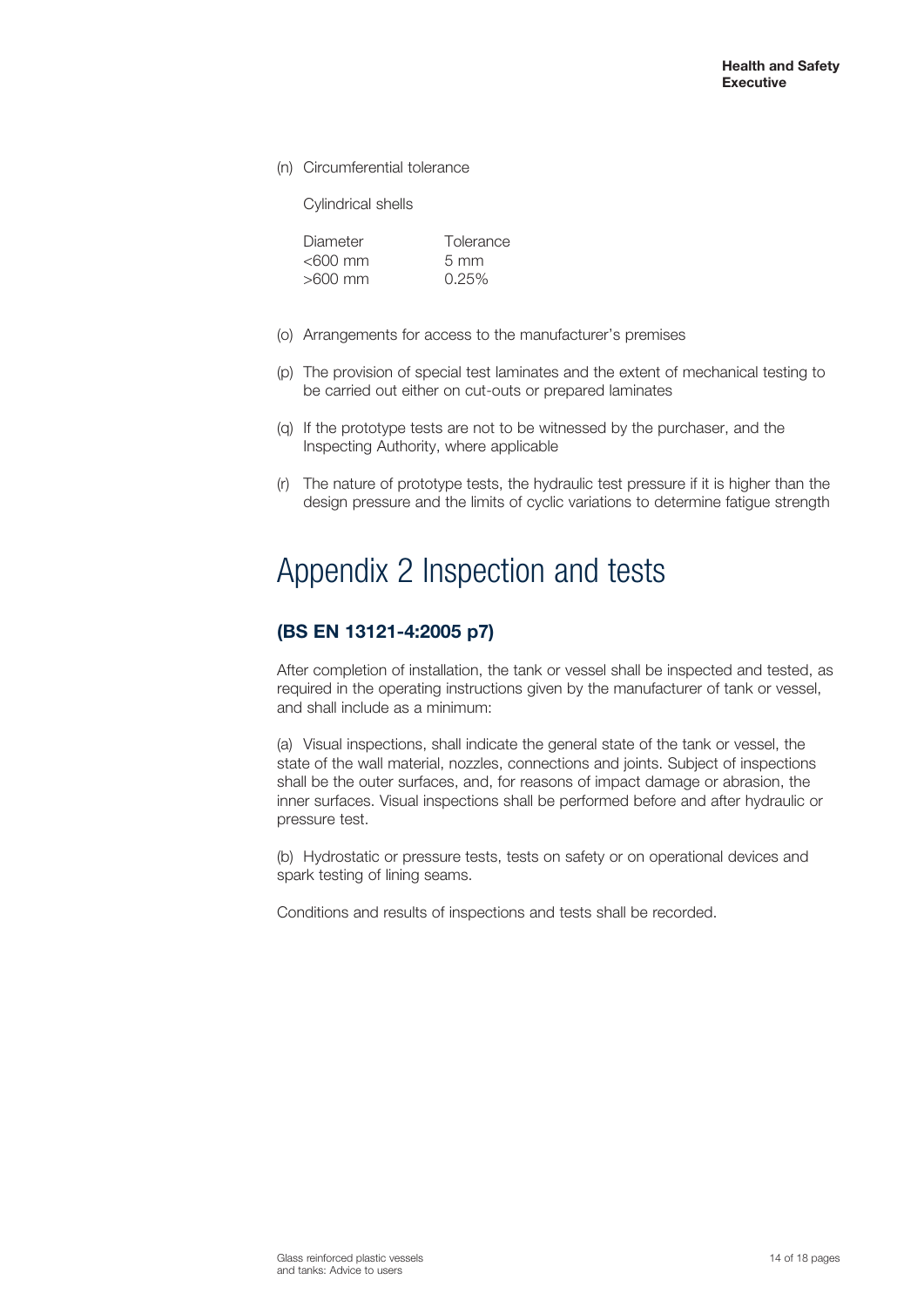(n) Circumferential tolerance

Cylindrical shells

| Diameter | Tolerance |
|---|---|
| <600 mm | 5 mm |
| >600 mm | 0.25% |

(o) Arrangements for access to the manufacturer's premises

(p) The provision of special test laminates and the extent of mechanical testing to be carried out either on cut-outs or prepared laminates

(q) If the prototype tests are not to be witnessed by the purchaser, and the Inspecting Authority, where applicable

(r) The nature of prototype tests, the hydraulic test pressure if it is higher than the design pressure and the limits of cyclic variations to determine fatigue strength

# Appendix 2 Inspection and tests

## (BS EN 13121-4:2005 p7)

After completion of installation, the tank or vessel shall be inspected and tested, as required in the operating instructions given by the manufacturer of tank or vessel, and shall include as a minimum:

(a) Visual inspections, shall indicate the general state of the tank or vessel, the state of the wall material, nozzles, connections and joints. Subject of inspections shall be the outer surfaces, and, for reasons of impact damage or abrasion, the inner surfaces. Visual inspections shall be performed before and after hydraulic or pressure test.

(b) Hydrostatic or pressure tests, tests on safety or on operational devices and spark testing of lining seams.

Conditions and results of inspections and tests shall be recorded.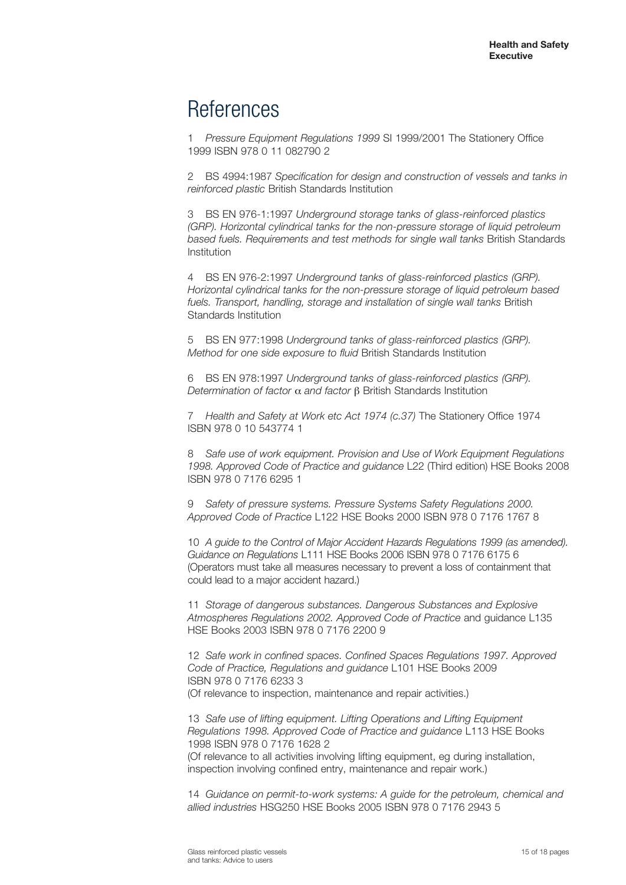# References

1 *Pressure Equipment Regulations 1999* SI 1999/2001 The Stationery Office 1999 ISBN 978 0 11 082790 2

2 BS 4994:1987 *Specification for design and construction of vessels and tanks in reinforced plastic* British Standards Institution

3 BS EN 976-1:1997 *Underground storage tanks of glass-reinforced plastics (GRP). Horizontal cylindrical tanks for the non-pressure storage of liquid petroleum based fuels. Requirements and test methods for single wall tanks* British Standards Institution

4 BS EN 976-2:1997 *Underground tanks of glass-reinforced plastics (GRP). Horizontal cylindrical tanks for the non-pressure storage of liquid petroleum based fuels. Transport, handling, storage and installation of single wall tanks* British Standards Institution

5 BS EN 977:1998 *Underground tanks of glass-reinforced plastics (GRP). Method for one side exposure to fluid* British Standards Institution

6 BS EN 978:1997 *Underground tanks of glass-reinforced plastics (GRP). Determination of factor $\alpha$ and factor $\beta$* British Standards Institution

7 *Health and Safety at Work etc Act 1974 (c.37)* The Stationery Office 1974 ISBN 978 0 10 543774 1

8 *Safe use of work equipment. Provision and Use of Work Equipment Regulations 1998. Approved Code of Practice and guidance* L22 (Third edition) HSE Books 2008 ISBN 978 0 7176 6295 1

9 *Safety of pressure systems. Pressure Systems Safety Regulations 2000. Approved Code of Practice* L122 HSE Books 2000 ISBN 978 0 7176 1767 8

10 *A guide to the Control of Major Accident Hazards Regulations 1999 (as amended). Guidance on Regulations* L111 HSE Books 2006 ISBN 978 0 7176 6175 6 (Operators must take all measures necessary to prevent a loss of containment that could lead to a major accident hazard.)

11 *Storage of dangerous substances. Dangerous Substances and Explosive Atmospheres Regulations 2002. Approved Code of Practice* and guidance L135 HSE Books 2003 ISBN 978 0 7176 2200 9

12 *Safe work in confined spaces. Confined Spaces Regulations 1997. Approved Code of Practice, Regulations and guidance* L101 HSE Books 2009 ISBN 978 0 7176 6233 3
(Of relevance to inspection, maintenance and repair activities.)

13 *Safe use of lifting equipment. Lifting Operations and Lifting Equipment Regulations 1998. Approved Code of Practice and guidance* L113 HSE Books 1998 ISBN 978 0 7176 1628 2
(Of relevance to all activities involving lifting equipment, eg during installation, inspection involving confined entry, maintenance and repair work.)

14 *Guidance on permit-to-work systems: A guide for the petroleum, chemical and allied industries* HSG250 HSE Books 2005 ISBN 978 0 7176 2943 5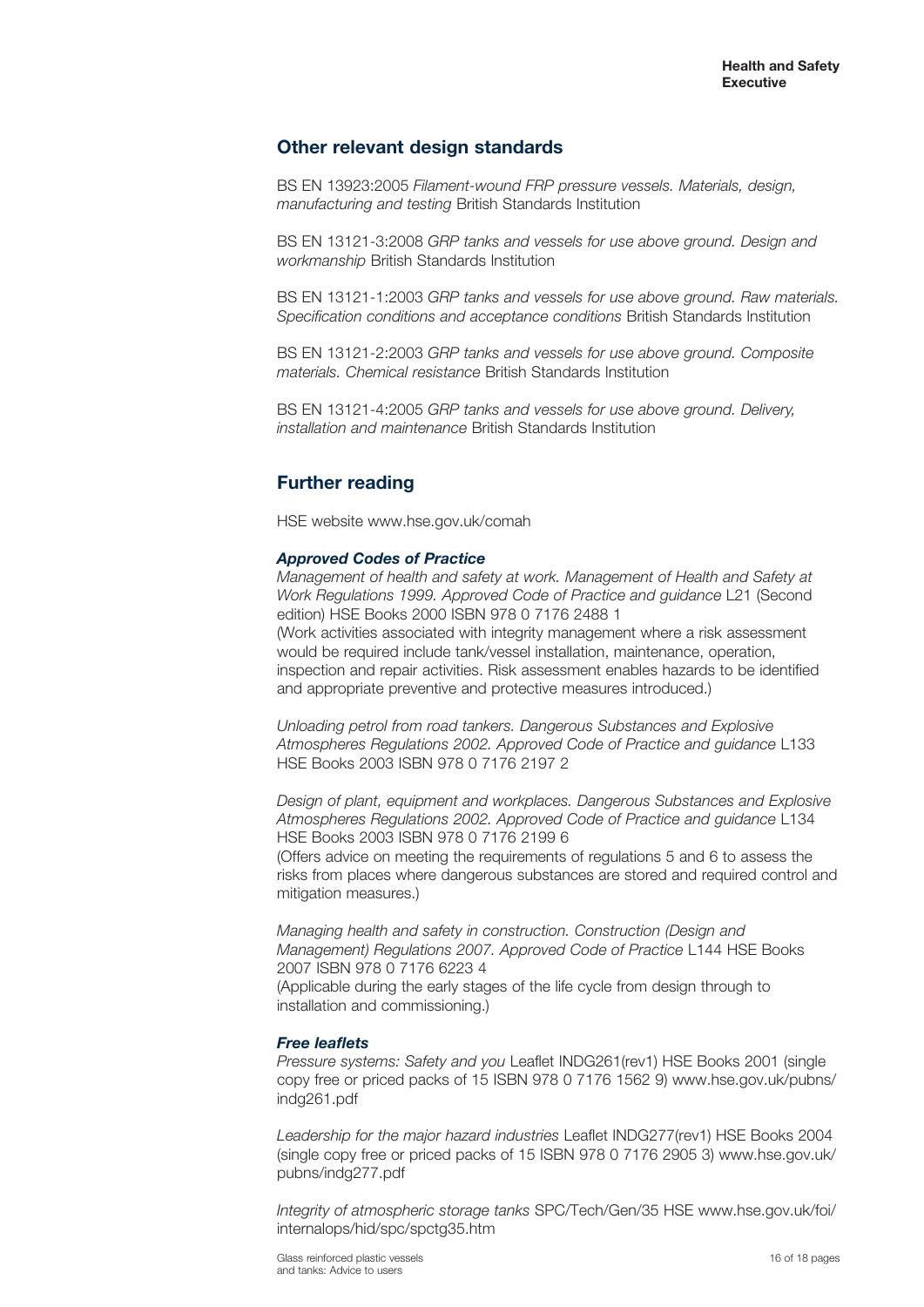## Other relevant design standards

BS EN 13923:2005 *Filament-wound FRP pressure vessels. Materials, design, manufacturing and testing* British Standards Institution

BS EN 13121-3:2008 *GRP tanks and vessels for use above ground. Design and workmanship* British Standards Institution

BS EN 13121-1:2003 *GRP tanks and vessels for use above ground. Raw materials. Specification conditions and acceptance conditions* British Standards Institution

BS EN 13121-2:2003 *GRP tanks and vessels for use above ground. Composite materials. Chemical resistance* British Standards Institution

BS EN 13121-4:2005 *GRP tanks and vessels for use above ground. Delivery, installation and maintenance* British Standards Institution

## Further reading

HSE website www.hse.gov.uk/comah

***Approved Codes of Practice***

*Management of health and safety at work. Management of Health and Safety at Work Regulations 1999. Approved Code of Practice and guidance* L21 (Second edition) HSE Books 2000 ISBN 978 0 7176 2488 1
(Work activities associated with integrity management where a risk assessment would be required include tank/vessel installation, maintenance, operation, inspection and repair activities. Risk assessment enables hazards to be identified and appropriate preventive and protective measures introduced.)

*Unloading petrol from road tankers. Dangerous Substances and Explosive Atmospheres Regulations 2002. Approved Code of Practice and guidance* L133 HSE Books 2003 ISBN 978 0 7176 2197 2

*Design of plant, equipment and workplaces. Dangerous Substances and Explosive Atmospheres Regulations 2002. Approved Code of Practice and guidance* L134 HSE Books 2003 ISBN 978 0 7176 2199 6
(Offers advice on meeting the requirements of regulations 5 and 6 to assess the risks from places where dangerous substances are stored and required control and mitigation measures.)

*Managing health and safety in construction. Construction (Design and Management) Regulations 2007. Approved Code of Practice* L144 HSE Books 2007 ISBN 978 0 7176 6223 4
(Applicable during the early stages of the life cycle from design through to installation and commissioning.)

***Free leaflets***

*Pressure systems: Safety and you* Leaflet INDG261(rev1) HSE Books 2001 (single copy free or priced packs of 15 ISBN 978 0 7176 1562 9) www.hse.gov.uk/pubns/indg261.pdf

*Leadership for the major hazard industries* Leaflet INDG277(rev1) HSE Books 2004 (single copy free or priced packs of 15 ISBN 978 0 7176 2905 3) www.hse.gov.uk/pubns/indg277.pdf

*Integrity of atmospheric storage tanks* SPC/Tech/Gen/35 HSE www.hse.gov.uk/foi/internalops/hid/spc/spctg35.htm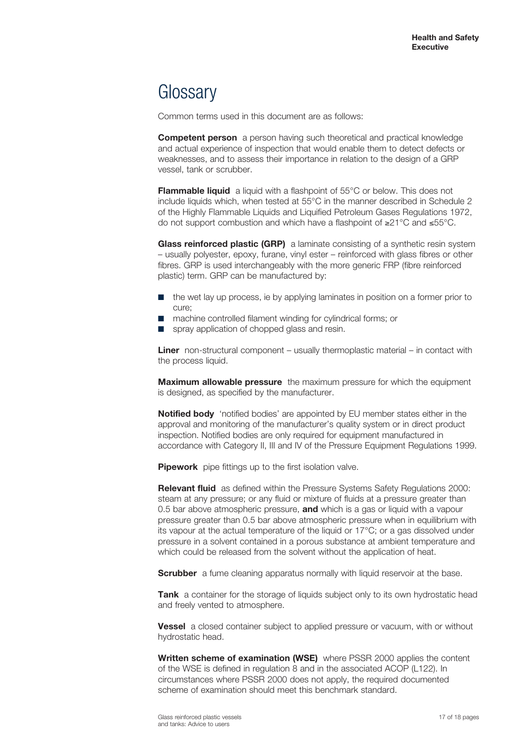# Glossary

Common terms used in this document are as follows:

**Competent person** a person having such theoretical and practical knowledge and actual experience of inspection that would enable them to detect defects or weaknesses, and to assess their importance in relation to the design of a GRP vessel, tank or scrubber.

**Flammable liquid** a liquid with a flashpoint of 55°C or below. This does not include liquids which, when tested at 55°C in the manner described in Schedule 2 of the Highly Flammable Liquids and Liquified Petroleum Gases Regulations 1972, do not support combustion and which have a flashpoint of ≥21°C and ≤55°C.

**Glass reinforced plastic (GRP)** a laminate consisting of a synthetic resin system – usually polyester, epoxy, furane, vinyl ester – reinforced with glass fibres or other fibres. GRP is used interchangeably with the more generic FRP (fibre reinforced plastic) term. GRP can be manufactured by:

- the wet lay up process, ie by applying laminates in position on a former prior to cure;
- machine controlled filament winding for cylindrical forms; or
- spray application of chopped glass and resin.

**Liner** non-structural component – usually thermoplastic material – in contact with the process liquid.

**Maximum allowable pressure** the maximum pressure for which the equipment is designed, as specified by the manufacturer.

**Notified body** 'notified bodies' are appointed by EU member states either in the approval and monitoring of the manufacturer's quality system or in direct product inspection. Notified bodies are only required for equipment manufactured in accordance with Category II, III and IV of the Pressure Equipment Regulations 1999.

**Pipework** pipe fittings up to the first isolation valve.

**Relevant fluid** as defined within the Pressure Systems Safety Regulations 2000: steam at any pressure; or any fluid or mixture of fluids at a pressure greater than 0.5 bar above atmospheric pressure, **and** which is a gas or liquid with a vapour pressure greater than 0.5 bar above atmospheric pressure when in equilibrium with its vapour at the actual temperature of the liquid or 17°C; or a gas dissolved under pressure in a solvent contained in a porous substance at ambient temperature and which could be released from the solvent without the application of heat.

**Scrubber** a fume cleaning apparatus normally with liquid reservoir at the base.

**Tank** a container for the storage of liquids subject only to its own hydrostatic head and freely vented to atmosphere.

**Vessel** a closed container subject to applied pressure or vacuum, with or without hydrostatic head.

**Written scheme of examination (WSE)** where PSSR 2000 applies the content of the WSE is defined in regulation 8 and in the associated ACOP (L122). In circumstances where PSSR 2000 does not apply, the required documented scheme of examination should meet this benchmark standard.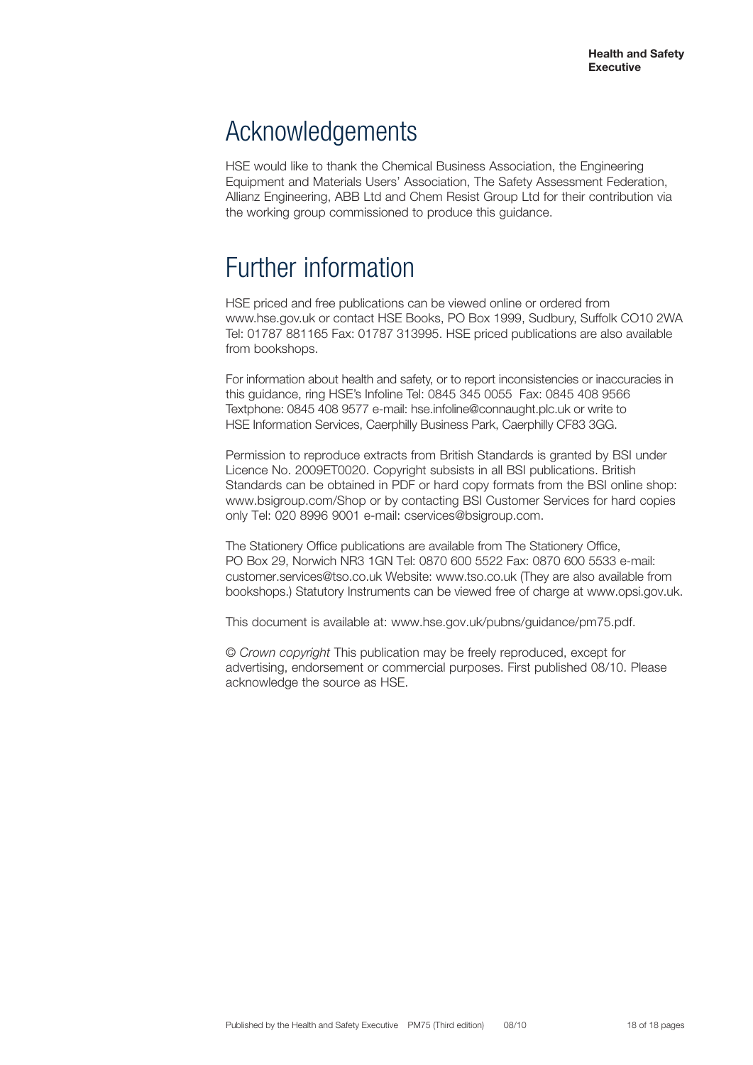# Acknowledgements

HSE would like to thank the Chemical Business Association, the Engineering Equipment and Materials Users' Association, The Safety Assessment Federation, Allianz Engineering, ABB Ltd and Chem Resist Group Ltd for their contribution via the working group commissioned to produce this guidance.

# Further information

HSE priced and free publications can be viewed online or ordered from www.hse.gov.uk or contact HSE Books, PO Box 1999, Sudbury, Suffolk CO10 2WA Tel: 01787 881165 Fax: 01787 313995. HSE priced publications are also available from bookshops.

For information about health and safety, or to report inconsistencies or inaccuracies in this guidance, ring HSE's Infoline Tel: 0845 345 0055 Fax: 0845 408 9566 Textphone: 0845 408 9577 e-mail: hse.infoline@connaught.plc.uk or write to HSE Information Services, Caerphilly Business Park, Caerphilly CF83 3GG.

Permission to reproduce extracts from British Standards is granted by BSI under Licence No. 2009ET0020. Copyright subsists in all BSI publications. British Standards can be obtained in PDF or hard copy formats from the BSI online shop: www.bsigroup.com/Shop or by contacting BSI Customer Services for hard copies only Tel: 020 8996 9001 e-mail: cservices@bsigroup.com.

The Stationery Office publications are available from The Stationery Office, PO Box 29, Norwich NR3 1GN Tel: 0870 600 5522 Fax: 0870 600 5533 e-mail: customer.services@tso.co.uk Website: www.tso.co.uk (They are also available from bookshops.) Statutory Instruments can be viewed free of charge at www.opsi.gov.uk.

This document is available at: www.hse.gov.uk/pubns/guidance/pm75.pdf.

© *Crown copyright* This publication may be freely reproduced, except for advertising, endorsement or commercial purposes. First published 08/10. Please acknowledge the source as HSE.